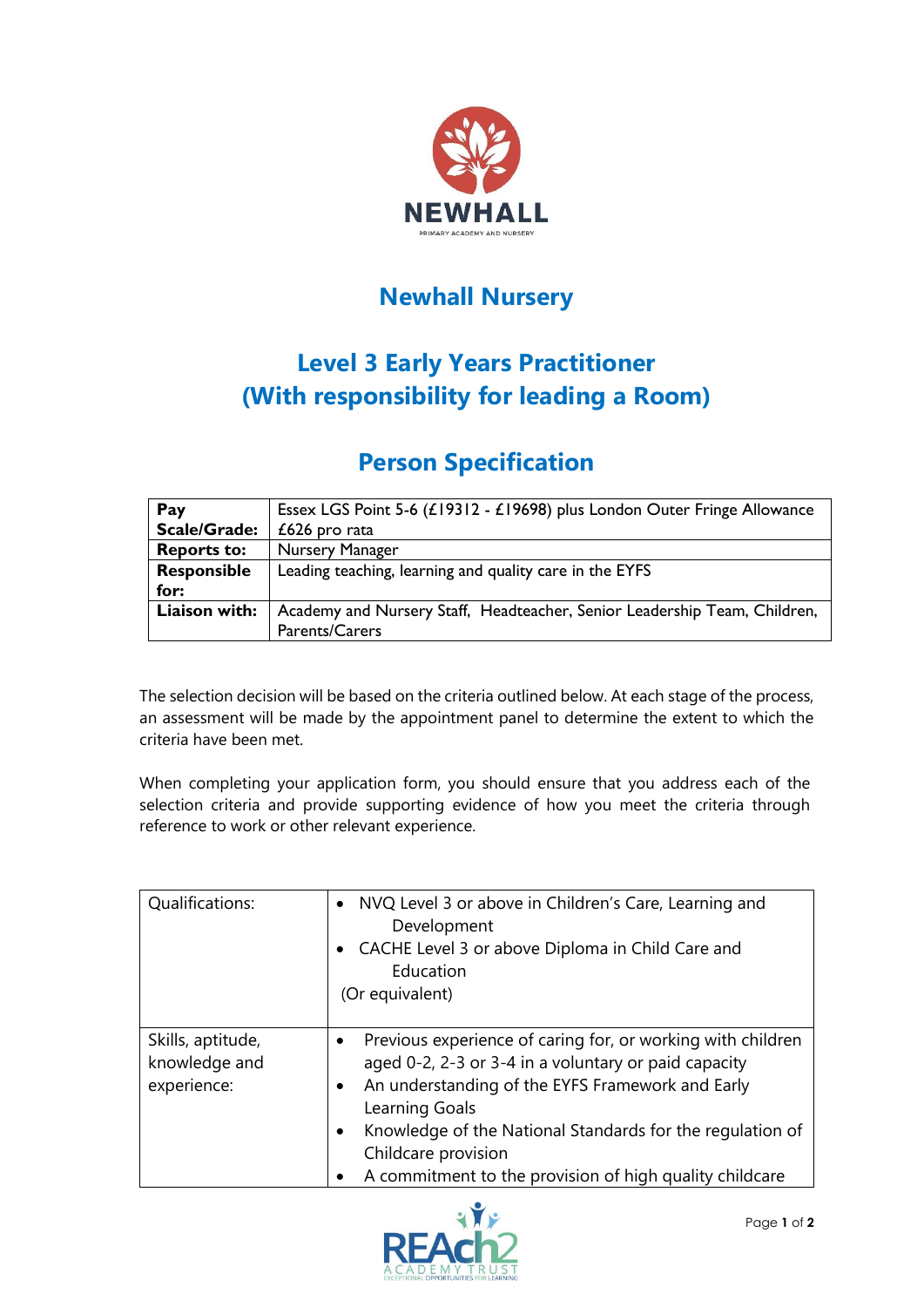# Newhall Nursery

## Level 3 Early Years Practitioner (With responsibility for leading a Room)

## Person Specification

| | |
|---|---|
| **Pay Scale/Grade:** | Essex LGS Point 5-6 (£19312 - £19698) plus London Outer Fringe Allowance £626 pro rata |
| **Reports to:** | Nursery Manager |
| **Responsible for:** | Leading teaching, learning and quality care in the EYFS |
| **Liaison with:** | Academy and Nursery Staff, Headteacher, Senior Leadership Team, Children, Parents/Carers |

The selection decision will be based on the criteria outlined below. At each stage of the process, an assessment will be made by the appointment panel to determine the extent to which the criteria have been met.

When completing your application form, you should ensure that you address each of the selection criteria and provide supporting evidence of how you meet the criteria through reference to work or other relevant experience.

| | |
|---|---|
| Qualifications: | • NVQ Level 3 or above in Children's Care, Learning and Development<br>• CACHE Level 3 or above Diploma in Child Care and Education<br>(Or equivalent) |
| Skills, aptitude, knowledge and experience: | • Previous experience of caring for, or working with children aged 0-2, 2-3 or 3-4 in a voluntary or paid capacity<br>• An understanding of the EYFS Framework and Early Learning Goals<br>• Knowledge of the National Standards for the regulation of Childcare provision<br>• A commitment to the provision of high quality childcare |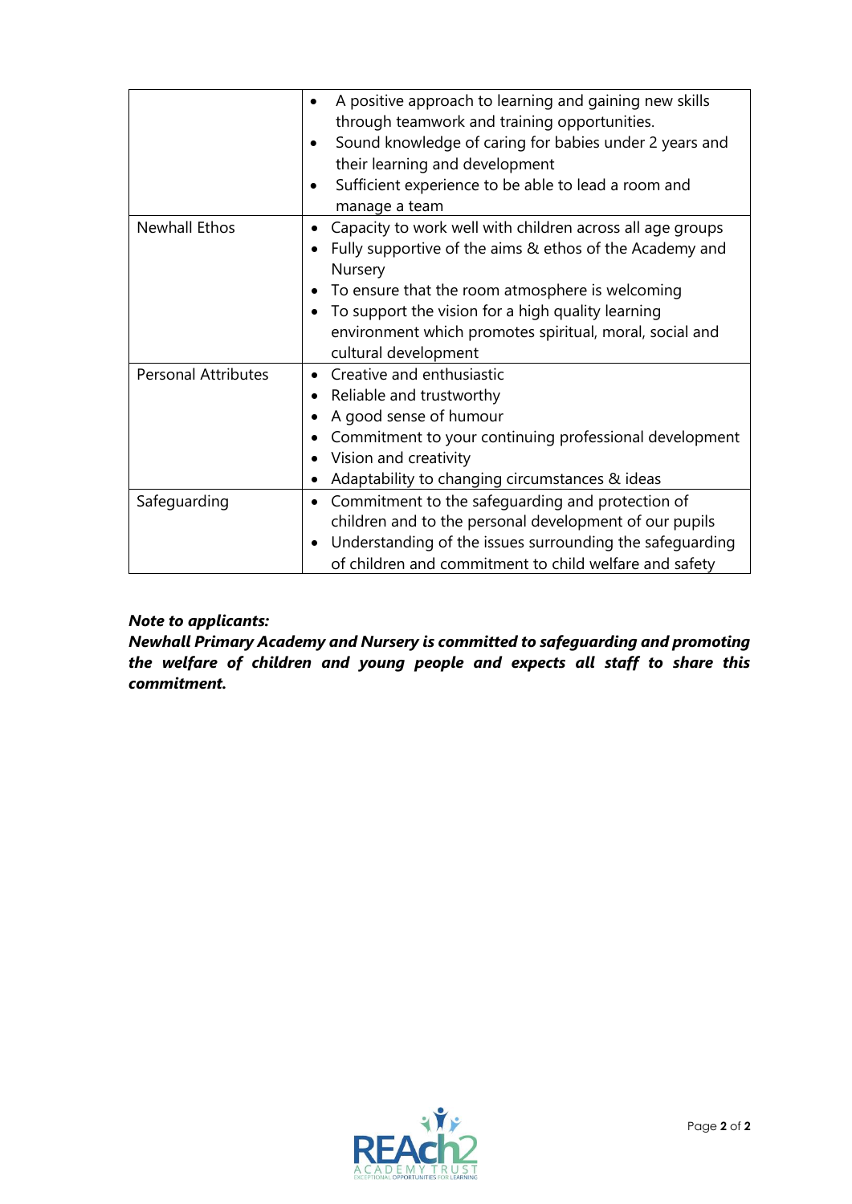| | |
|---|---|
| | • A positive approach to learning and gaining new skills through teamwork and training opportunities.<br>• Sound knowledge of caring for babies under 2 years and their learning and development<br>• Sufficient experience to be able to lead a room and manage a team |
| Newhall Ethos | • Capacity to work well with children across all age groups<br>• Fully supportive of the aims & ethos of the Academy and Nursery<br>• To ensure that the room atmosphere is welcoming<br>• To support the vision for a high quality learning environment which promotes spiritual, moral, social and cultural development |
| Personal Attributes | • Creative and enthusiastic<br>• Reliable and trustworthy<br>• A good sense of humour<br>• Commitment to your continuing professional development<br>• Vision and creativity<br>• Adaptability to changing circumstances & ideas |
| Safeguarding | • Commitment to the safeguarding and protection of children and to the personal development of our pupils<br>• Understanding of the issues surrounding the safeguarding of children and commitment to child welfare and safety |

***Note to applicants:***
***Newhall Primary Academy and Nursery is committed to safeguarding and promoting the welfare of children and young people and expects all staff to share this commitment.***